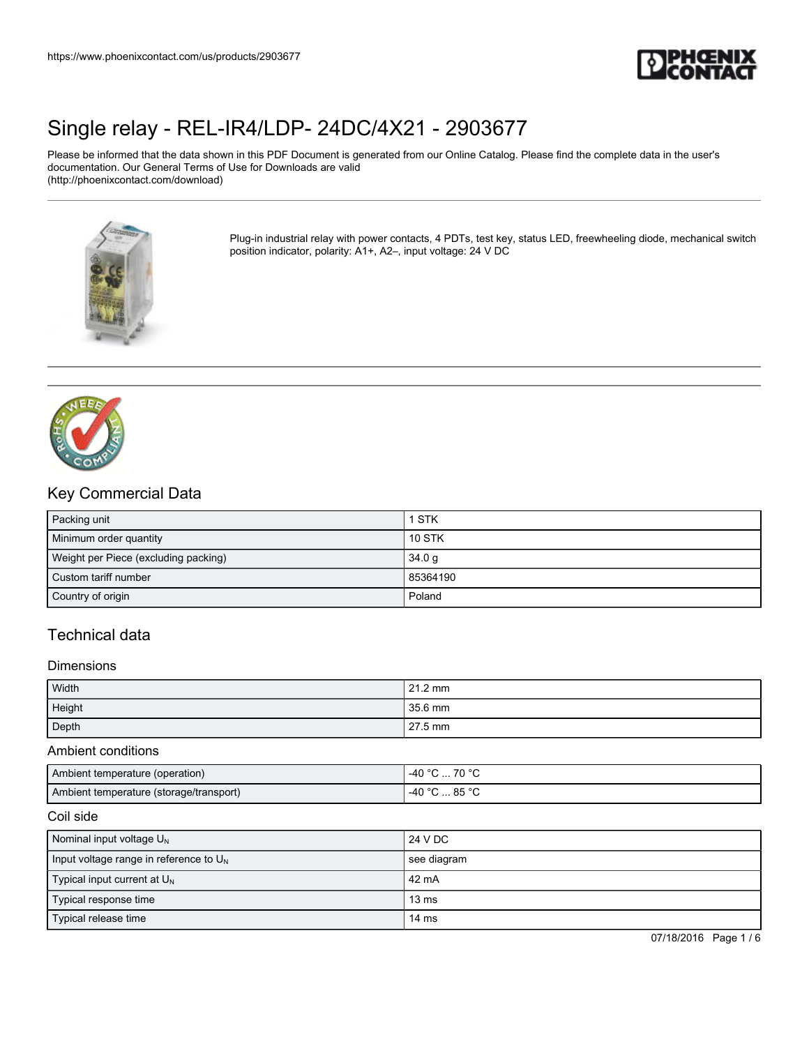# Single relay - REL-IR4/LDP- 24DC/4X21 - 2903677

Please be informed that the data shown in this PDF Document is generated from our Online Catalog. Please find the complete data in the user's documentation. Our General Terms of Use for Downloads are valid (http://phoenixcontact.com/download)

Plug-in industrial relay with power contacts, 4 PDTs, test key, status LED, freewheeling diode, mechanical switch position indicator, polarity: A1+, A2–, input voltage: 24 V DC

## Key Commercial Data

| | |
|---|---|
| Packing unit | 1 STK |
| Minimum order quantity | 10 STK |
| Weight per Piece (excluding packing) | 34.0 g |
| Custom tariff number | 85364190 |
| Country of origin | Poland |

## Technical data

### Dimensions

| | |
|---|---|
| Width | 21.2 mm |
| Height | 35.6 mm |
| Depth | 27.5 mm |

### Ambient conditions

| | |
|---|---|
| Ambient temperature (operation) | -40 °C ... 70 °C |
| Ambient temperature (storage/transport) | -40 °C ... 85 °C |

### Coil side

| | |
|---|---|
| Nominal input voltage $U_N$ | 24 V DC |
| Input voltage range in reference to $U_N$ | see diagram |
| Typical input current at $U_N$ | 42 mA |
| Typical response time | 13 ms |
| Typical release time | 14 ms |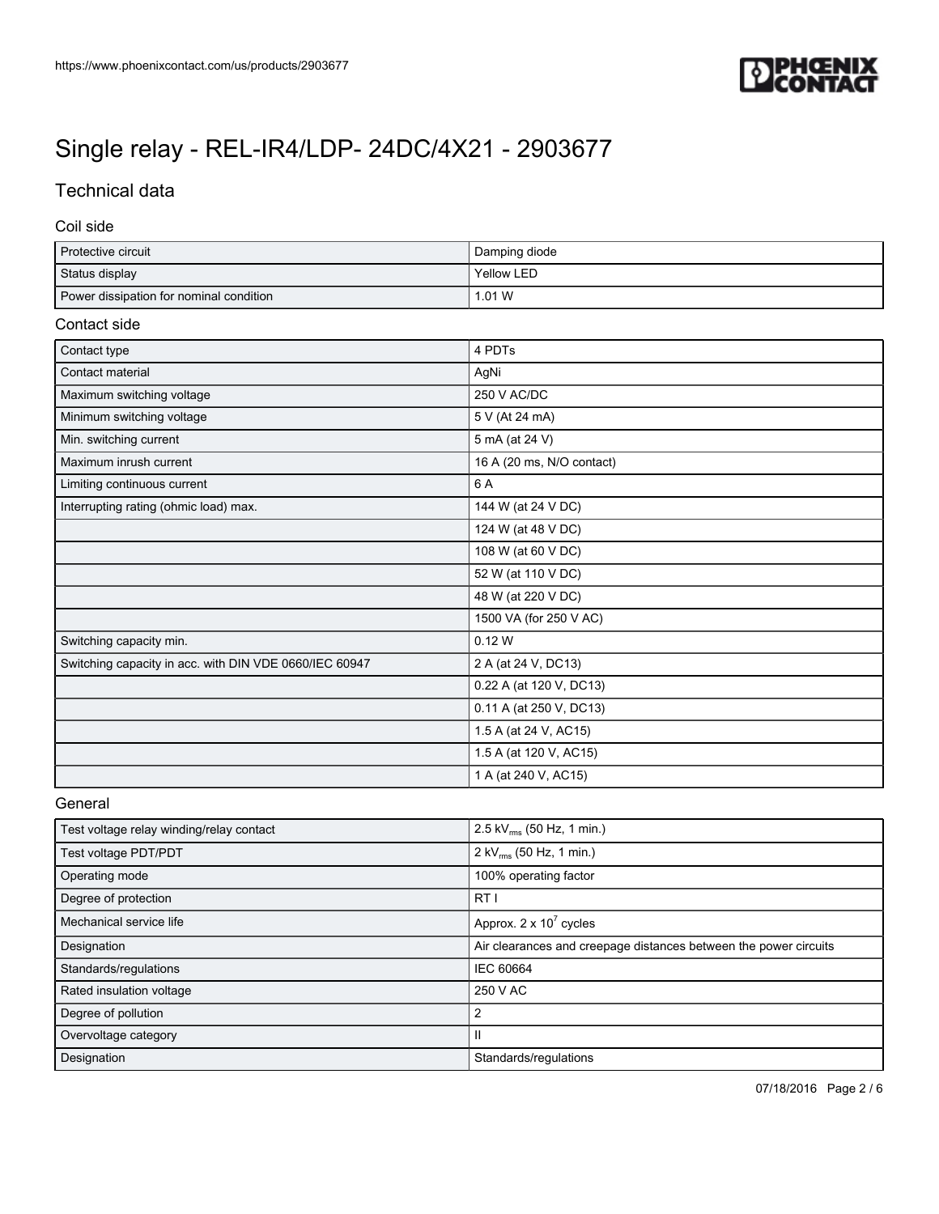# Single relay - REL-IR4/LDP- 24DC/4X21 - 2903677

## Technical data

### Coil side

| | |
|---|---|
| Protective circuit | Damping diode |
| Status display | Yellow LED |
| Power dissipation for nominal condition | 1.01 W |

### Contact side

| | |
|---|---|
| Contact type | 4 PDTs |
| Contact material | AgNi |
| Maximum switching voltage | 250 V AC/DC |
| Minimum switching voltage | 5 V (At 24 mA) |
| Min. switching current | 5 mA (at 24 V) |
| Maximum inrush current | 16 A (20 ms, N/O contact) |
| Limiting continuous current | 6 A |
| Interrupting rating (ohmic load) max. | 144 W (at 24 V DC) |
| | 124 W (at 48 V DC) |
| | 108 W (at 60 V DC) |
| | 52 W (at 110 V DC) |
| | 48 W (at 220 V DC) |
| | 1500 VA (for 250 V AC) |
| Switching capacity min. | 0.12 W |
| Switching capacity in acc. with DIN VDE 0660/IEC 60947 | 2 A (at 24 V, DC13) |
| | 0.22 A (at 120 V, DC13) |
| | 0.11 A (at 250 V, DC13) |
| | 1.5 A (at 24 V, AC15) |
| | 1.5 A (at 120 V, AC15) |
| | 1 A (at 240 V, AC15) |

### General

| | |
|---|---|
| Test voltage relay winding/relay contact | 2.5 $kV_{rms}$ (50 Hz, 1 min.) |
| Test voltage PDT/PDT | 2 $kV_{rms}$ (50 Hz, 1 min.) |
| Operating mode | 100% operating factor |
| Degree of protection | RT I |
| Mechanical service life | Approx. $2 \times 10^7$ cycles |
| Designation | Air clearances and creepage distances between the power circuits |
| Standards/regulations | IEC 60664 |
| Rated insulation voltage | 250 V AC |
| Degree of pollution | 2 |
| Overvoltage category | II |
| Designation | Standards/regulations |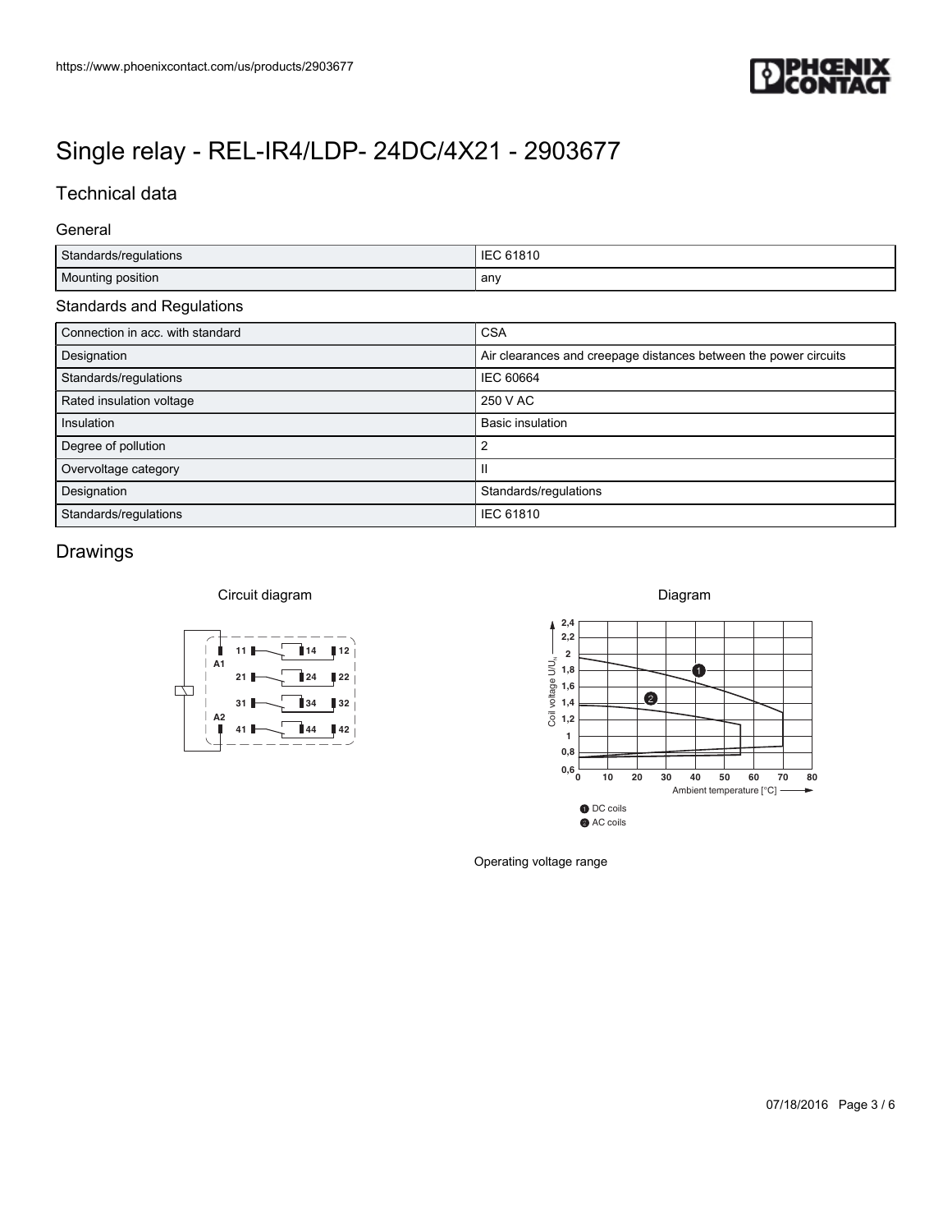# Single relay - REL-IR4/LDP- 24DC/4X21 - 2903677

## Technical data

### General

| Standards/regulations | IEC 61810 |
|---|---|
| Mounting position | any |

### Standards and Regulations

| Connection in acc. with standard | CSA |
|---|---|
| Designation | Air clearances and creepage distances between the power circuits |
| Standards/regulations | IEC 60664 |
| Rated insulation voltage | 250 V AC |
| Insulation | Basic insulation |
| Degree of pollution | 2 |
| Overvoltage category | II |
| Designation | Standards/regulations |
| Standards/regulations | IEC 61810 |

## Drawings

Circuit diagram

Diagram

Operating voltage range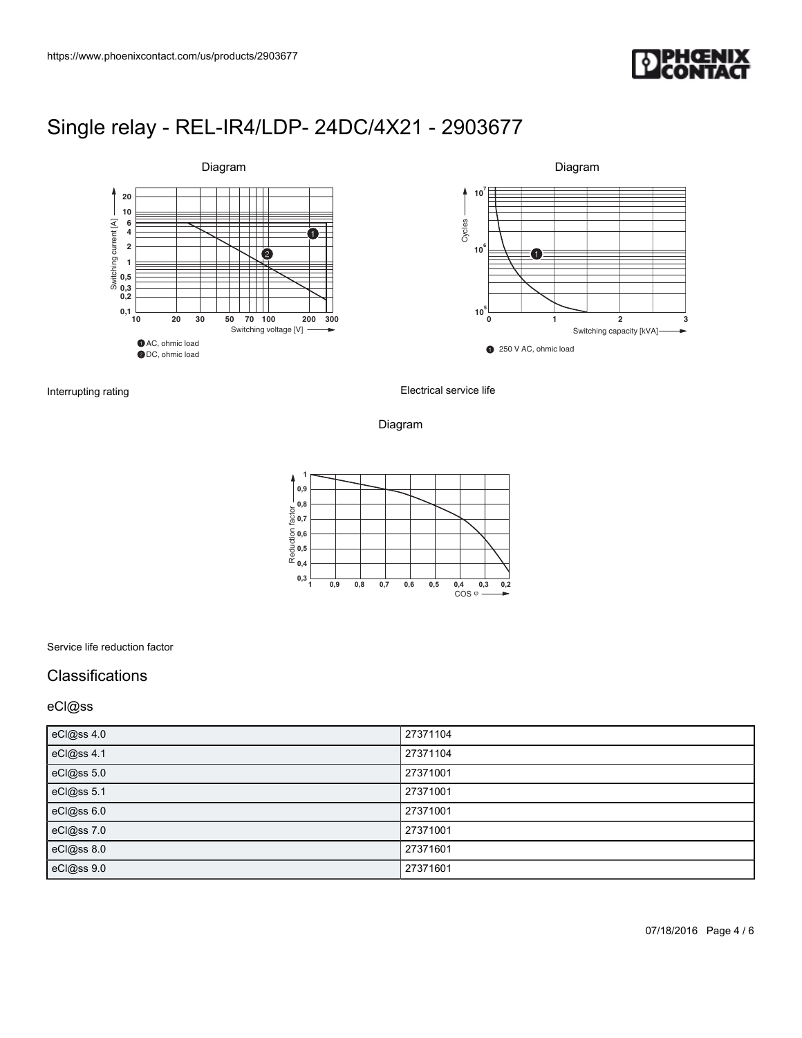# Single relay - REL-IR4/LDP- 24DC/4X21 - 2903677

Diagram

Interrupting rating

Diagram

Electrical service life

Diagram

Service life reduction factor

## Classifications

### eCl@ss

| eCl@ss 4.0 | 27371104 |
|---|---|
| eCl@ss 4.1 | 27371104 |
| eCl@ss 5.0 | 27371001 |
| eCl@ss 5.1 | 27371001 |
| eCl@ss 6.0 | 27371001 |
| eCl@ss 7.0 | 27371001 |
| eCl@ss 8.0 | 27371601 |
| eCl@ss 9.0 | 27371601 |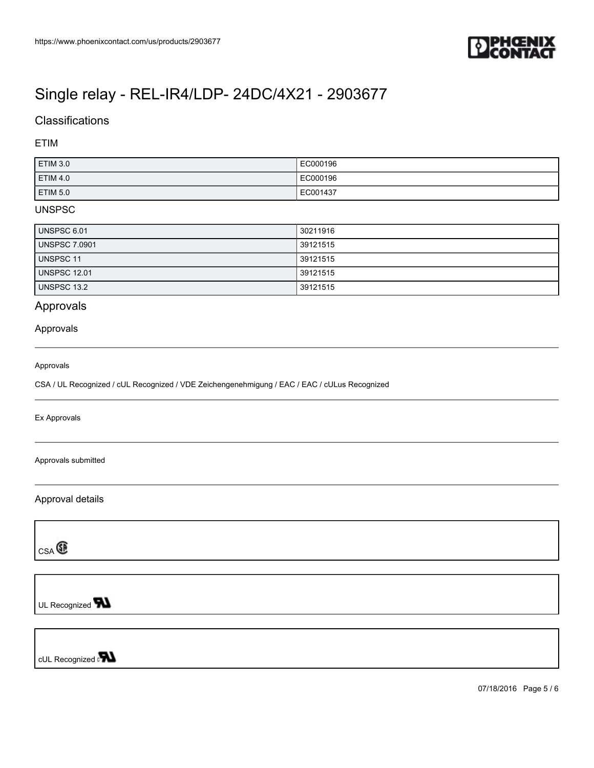# Single relay - REL-IR4/LDP- 24DC/4X21 - 2903677

## Classifications

### ETIM

| ETIM 3.0 | EC000196 |
|---|---|
| ETIM 4.0 | EC000196 |
| ETIM 5.0 | EC001437 |

### UNSPSC

| UNSPSC 6.01 | 30211916 |
|---|---|
| UNSPSC 7.0901 | 39121515 |
| UNSPSC 11 | 39121515 |
| UNSPSC 12.01 | 39121515 |
| UNSPSC 13.2 | 39121515 |

## Approvals

### Approvals

Approvals

CSA / UL Recognized / cUL Recognized / VDE Zeichengenehmigung / EAC / EAC / cULus Recognized

Ex Approvals

Approvals submitted

### Approval details

CSA

UL Recognized

cUL Recognized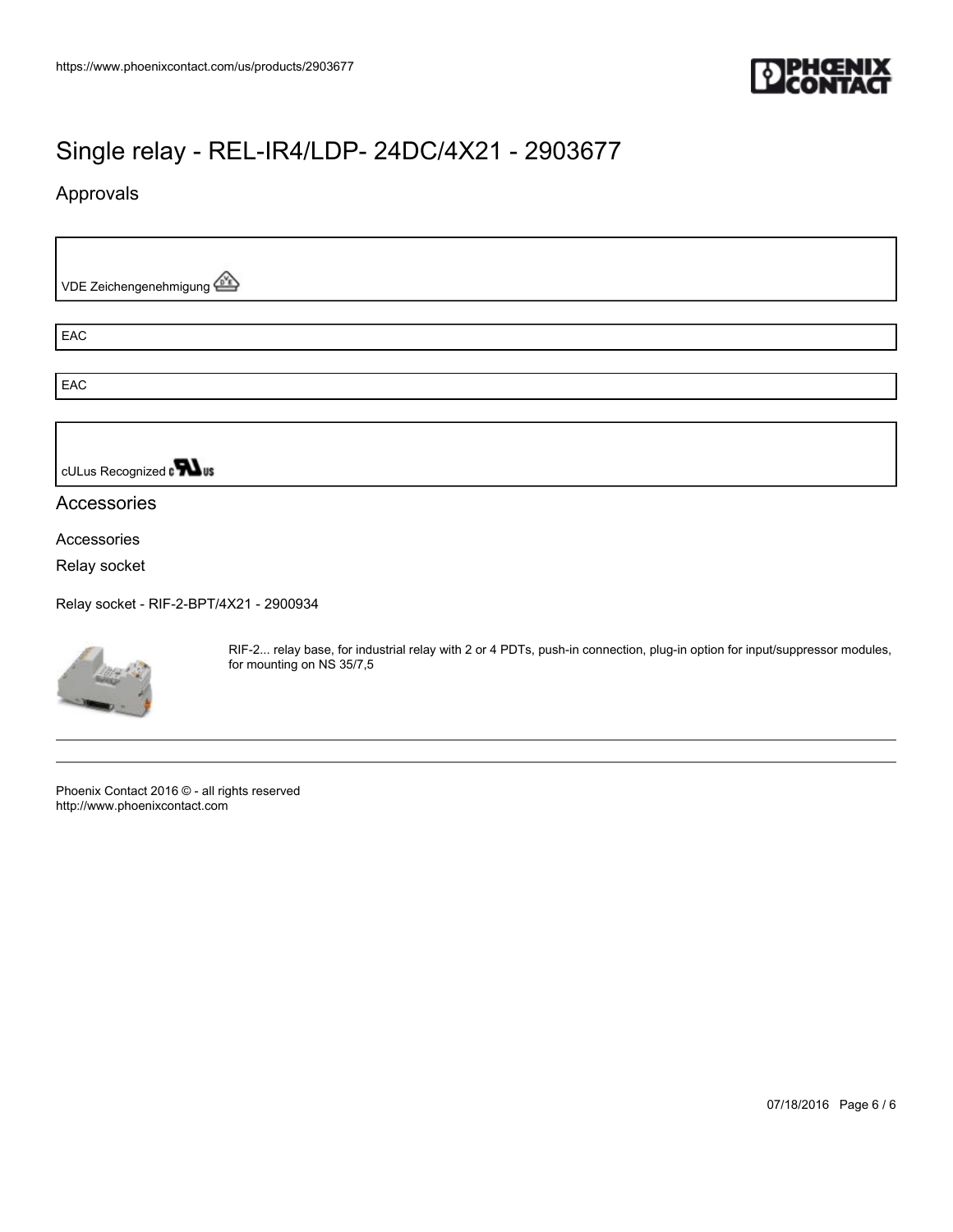# Single relay - REL-IR4/LDP- 24DC/4X21 - 2903677

## Approvals

VDE Zeichengenehmigung

EAC

EAC

cULus Recognized

## Accessories

Accessories

Relay socket

Relay socket - RIF-2-BPT/4X21 - 2900934

RIF-2... relay base, for industrial relay with 2 or 4 PDTs, push-in connection, plug-in option for input/suppressor modules, for mounting on NS 35/7,5

Phoenix Contact 2016 © - all rights reserved
http://www.phoenixcontact.com